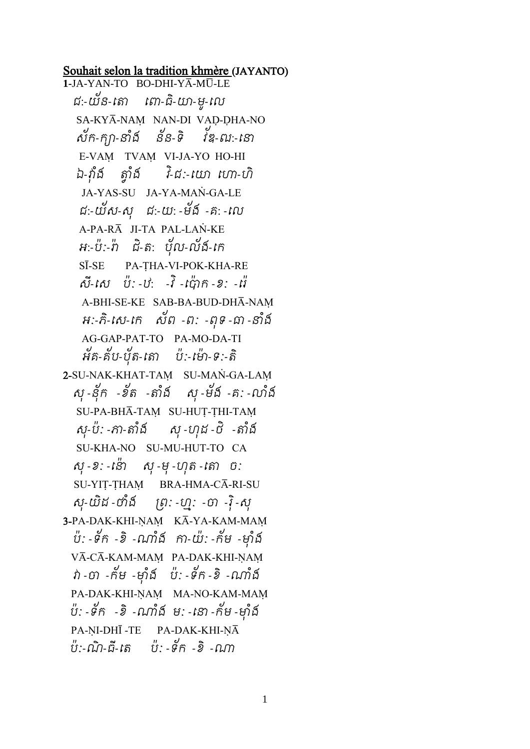<u>Souhait selon la tradition khmère</u> **(JAYANTO)**

**1**-JA-YAN-TO BO-DHI-YĀ-MŪ-LE

ជៈ-យ័ន-តោ ពោ-ធិ-យា-មូ-លេ

SA-KYĀ-NAṂ NAN-DI VAḌ-ḌHA-NO

ស័ក-ក្យា-នាំង ន័ន-ទិ វ័ឌ-ឍៈ-នោ

E-VAṂ TVAṂ VI-JA-YO HO-HI

ឯ-វុំង ត្វាំង វិ-ជៈ-យោ ហោ-ហិ

JA-YAS-SU JA-YA-MAṄ-GA-LE

ជៈ-យ័ស-សុ ជៈ-យៈ-ម័ង-គៈ-លេ

A-PA-RĀ JI-TA PAL-LAṄ-KE

អៈ-ប៉ៈ-រ៉ា ជិ-តៈ ប័ល-ល័ង-កេ

SĪ-SE PA-ṬHA-VI-POK-KHA-RE

សី-សេ ប៉ៈ-ឋៈ-វិ-ប៉ោក-ខៈ-រេ

A-BHI-SE-KE SAB-BA-BUD-DHĀ-NAṂ

អៈ-ភិ-សេ-កេ ស័ព-ពៈ-ពុទ-ធា-នាំង

AG-GAP-PAT-TO PA-MO-DA-TI

អ័គ-គ័ប-ប័ត-តោ ប៉ៈ-ម៉ោ-ទៈ-តិ

**2**-SU-NAK-KHAT-TAṂ SU-MAṄ-GA-LAṂ

សុ-ន័ក-ខ័ត-តាំង សុ-ម័ង-គៈ-លាំង

SU-PA-BHĀ-TAṂ SU-HUṬ-ṬHI-TAṂ

សុ-ប៉ៈ-ភា-តាំង សុ-ហុដ-ឋិ-តាំង

SU-KHA-NO SU-MU-HUT-TO CA

សុ-ខៈ-ន៉ោ សុ-មុ-ហុត-តោ ចៈ

SU-YIṬ-ṬHAṂ BRA-HMA-CĀ-RI-SU

សុ-យិដ-ឋាំង ព្រៈ-ហ្មៈ-ចា-រិ-សុ

**3**-PA-DAK-KHI-ṆAṂ KĀ-YA-KAM-MAṂ

ប៉ៈ-ទ័ក-ខិ-ណាំង កា-យ៉ៈ-ក័ម-ម៉ាំង

VĀ-CĀ-KAM-MAṂ PA-DAK-KHI-ṆAṂ

វា-ចា-ក័ម-ម៉ាំង ប៉ៈ-ទ័ក-ខិ-ណាំង

PA-DAK-KHI-ṆAṂ MA-NO-KAM-MAṂ

ប៉ៈ-ទ័ក-ខិ-ណាំង មៈ-នោ-ក័ម-ម៉ាំង

PA-ṆI-DHĪ -TE PA-DAK-KHI-ṆĀ

ប៉ៈ-ណិ-ធី-តេ ប៉ៈ-ទ័ក-ខិ-ណា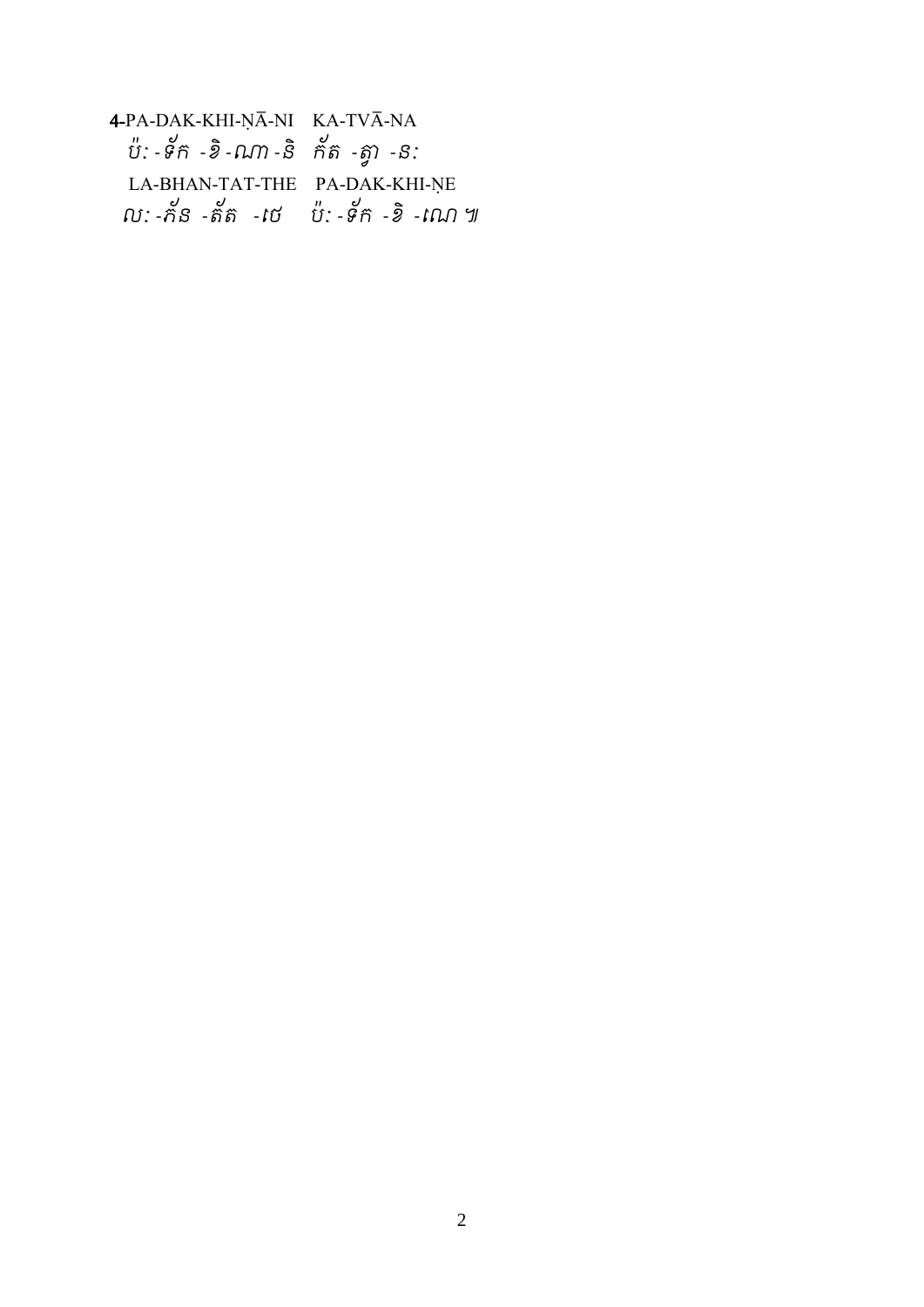**4-**PA-DAK-KHI-ṆĀ-NI KA-TVĀ-NA

ປ໋ະ-ທັກ -ຂິ-ណາ-និ ກັຕ -ត្វາ -នะ

LA-BHAN-TAT-THE PA-DAK-KHI-ṆE

ລະ-ភັន -តັត -ເថ ປ໋ະ-ທັກ -ຂິ -ເណ ฯ